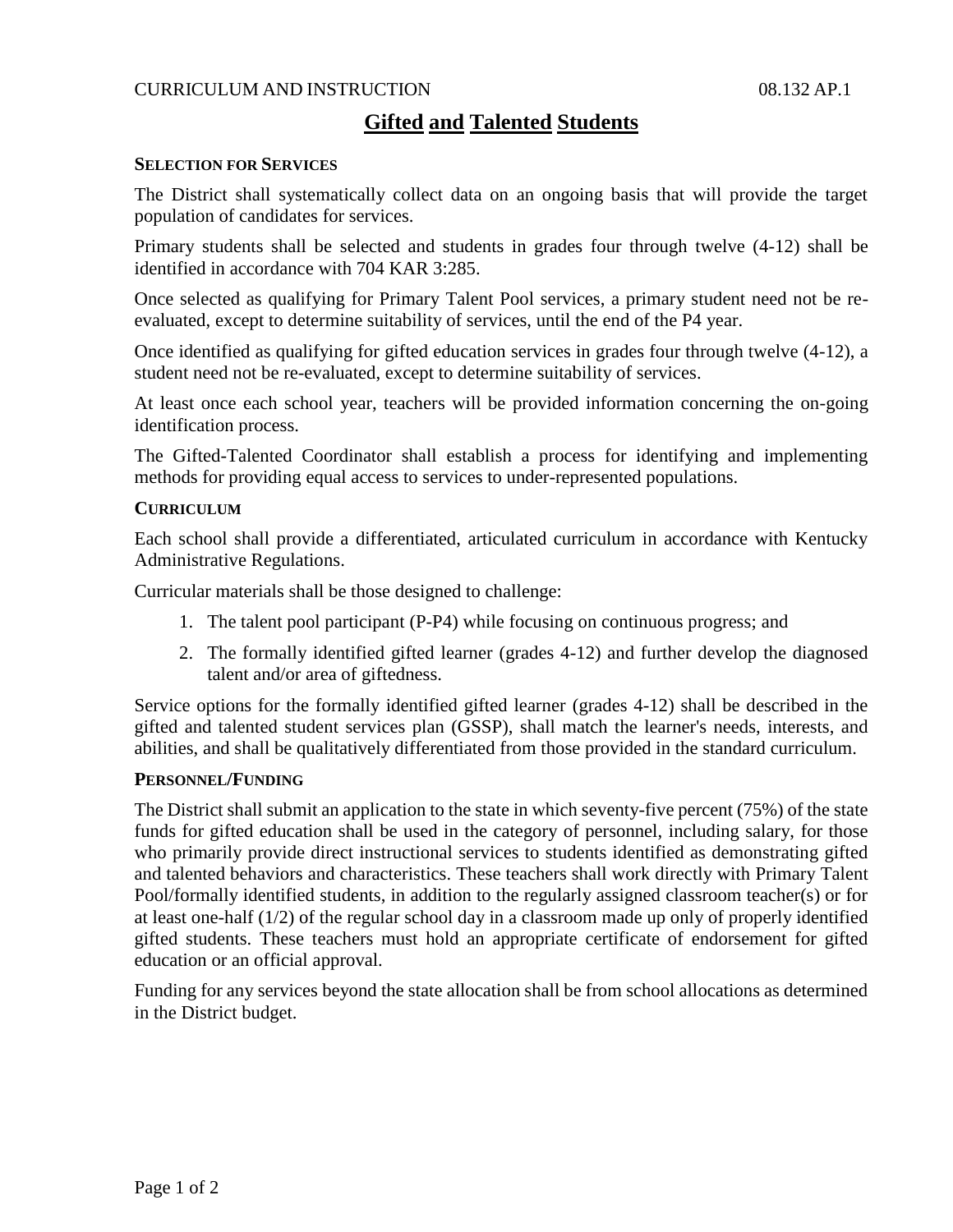# Gifted and Talented Students

### Selection for Services

The District shall systematically collect data on an ongoing basis that will provide the target population of candidates for services.

Primary students shall be selected and students in grades four through twelve (4-12) shall be identified in accordance with 704 KAR 3:285.

Once selected as qualifying for Primary Talent Pool services, a primary student need not be re-evaluated, except to determine suitability of services, until the end of the P4 year.

Once identified as qualifying for gifted education services in grades four through twelve (4-12), a student need not be re-evaluated, except to determine suitability of services.

At least once each school year, teachers will be provided information concerning the on-going identification process.

The Gifted-Talented Coordinator shall establish a process for identifying and implementing methods for providing equal access to services to under-represented populations.

### Curriculum

Each school shall provide a differentiated, articulated curriculum in accordance with Kentucky Administrative Regulations.

Curricular materials shall be those designed to challenge:

1. The talent pool participant (P-P4) while focusing on continuous progress; and
2. The formally identified gifted learner (grades 4-12) and further develop the diagnosed talent and/or area of giftedness.

Service options for the formally identified gifted learner (grades 4-12) shall be described in the gifted and talented student services plan (GSSP), shall match the learner's needs, interests, and abilities, and shall be qualitatively differentiated from those provided in the standard curriculum.

### Personnel/Funding

The District shall submit an application to the state in which seventy-five percent (75%) of the state funds for gifted education shall be used in the category of personnel, including salary, for those who primarily provide direct instructional services to students identified as demonstrating gifted and talented behaviors and characteristics. These teachers shall work directly with Primary Talent Pool/formally identified students, in addition to the regularly assigned classroom teacher(s) or for at least one-half (1/2) of the regular school day in a classroom made up only of properly identified gifted students. These teachers must hold an appropriate certificate of endorsement for gifted education or an official approval.

Funding for any services beyond the state allocation shall be from school allocations as determined in the District budget.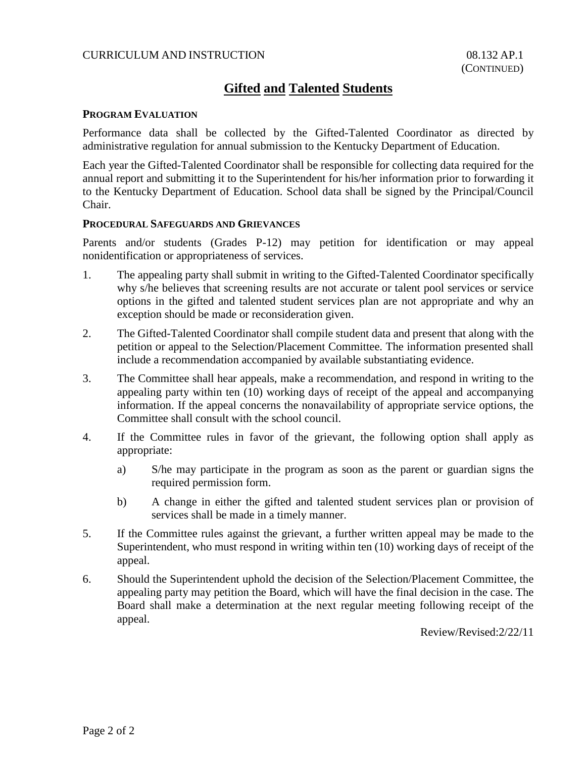# Gifted and Talented Students

### PROGRAM EVALUATION

Performance data shall be collected by the Gifted-Talented Coordinator as directed by administrative regulation for annual submission to the Kentucky Department of Education.

Each year the Gifted-Talented Coordinator shall be responsible for collecting data required for the annual report and submitting it to the Superintendent for his/her information prior to forwarding it to the Kentucky Department of Education. School data shall be signed by the Principal/Council Chair.

### PROCEDURAL SAFEGUARDS AND GRIEVANCES

Parents and/or students (Grades P-12) may petition for identification or may appeal nonidentification or appropriateness of services.

1. The appealing party shall submit in writing to the Gifted-Talented Coordinator specifically why s/he believes that screening results are not accurate or talent pool services or service options in the gifted and talented student services plan are not appropriate and why an exception should be made or reconsideration given.
2. The Gifted-Talented Coordinator shall compile student data and present that along with the petition or appeal to the Selection/Placement Committee. The information presented shall include a recommendation accompanied by available substantiating evidence.
3. The Committee shall hear appeals, make a recommendation, and respond in writing to the appealing party within ten (10) working days of receipt of the appeal and accompanying information. If the appeal concerns the nonavailability of appropriate service options, the Committee shall consult with the school council.
4. If the Committee rules in favor of the grievant, the following option shall apply as appropriate:
   a) S/he may participate in the program as soon as the parent or guardian signs the required permission form.
   b) A change in either the gifted and talented student services plan or provision of services shall be made in a timely manner.
5. If the Committee rules against the grievant, a further written appeal may be made to the Superintendent, who must respond in writing within ten (10) working days of receipt of the appeal.
6. Should the Superintendent uphold the decision of the Selection/Placement Committee, the appealing party may petition the Board, which will have the final decision in the case. The Board shall make a determination at the next regular meeting following receipt of the appeal.

Review/Revised:2/22/11